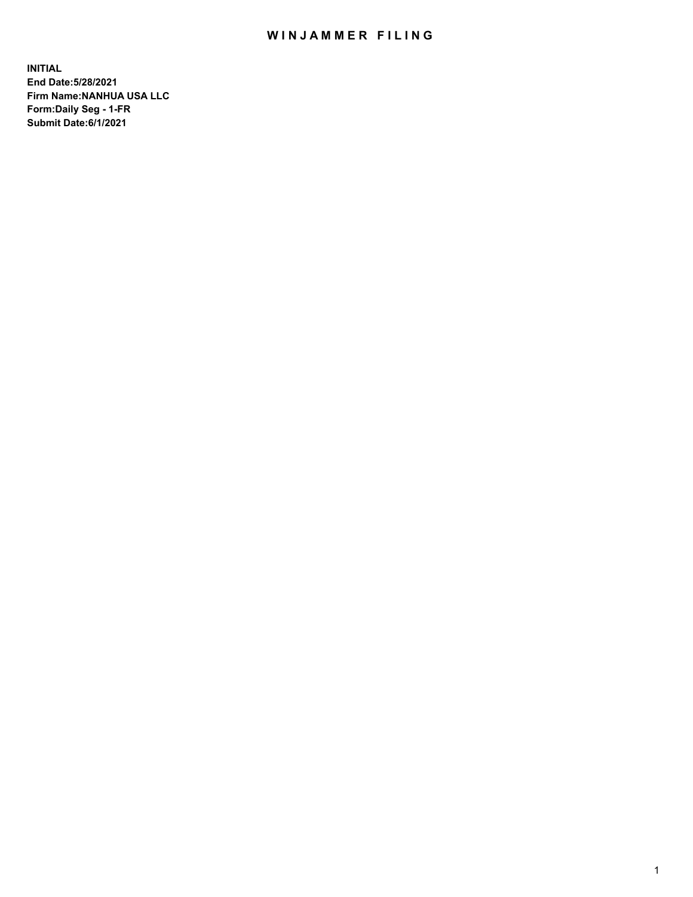# WINJAMMER FILING

**INITIAL**
**End Date:5/28/2021**
**Firm Name:NANHUA USA LLC**
**Form:Daily Seg - 1-FR**
**Submit Date:6/1/2021**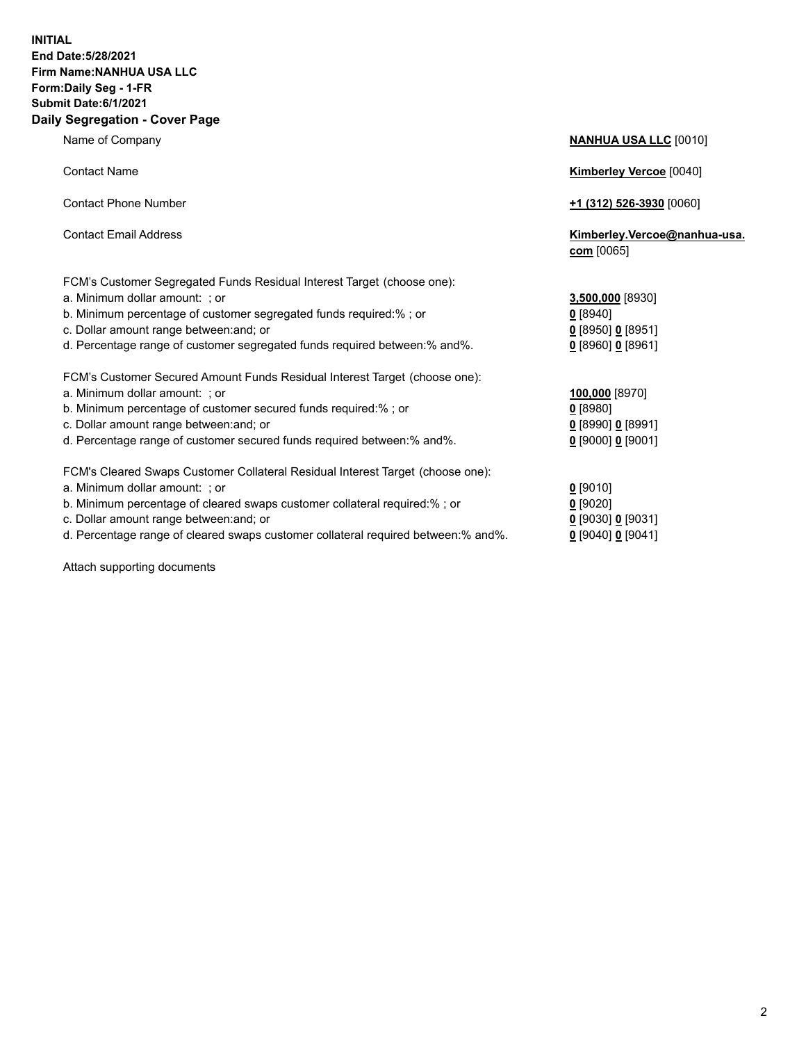**INITIAL**
**End Date:5/28/2021**
**Firm Name:NANHUA USA LLC**
**Form:Daily Seg - 1-FR**
**Submit Date:6/1/2021**

## Daily Segregation - Cover Page

| | |
|---|---|
| Name of Company | **NANHUA USA LLC** [0010] |
| Contact Name | **Kimberley Vercoe** [0040] |
| Contact Phone Number | **+1 (312) 526-3930** [0060] |
| Contact Email Address | **Kimberley.Vercoe@nanhua-usa.com** [0065] |
| FCM's Customer Segregated Funds Residual Interest Target (choose one): | |
| a. Minimum dollar amount: ; or | **3,500,000** [8930] |
| b. Minimum percentage of customer segregated funds required:% ; or | **0** [8940] |
| c. Dollar amount range between:and; or | **0** [8950] **0** [8951] |
| d. Percentage range of customer segregated funds required between:% and%. | **0** [8960] **0** [8961] |
| FCM's Customer Secured Amount Funds Residual Interest Target (choose one): | |
| a. Minimum dollar amount: ; or | **100,000** [8970] |
| b. Minimum percentage of customer secured funds required:% ; or | **0** [8980] |
| c. Dollar amount range between:and; or | **0** [8990] **0** [8991] |
| d. Percentage range of customer secured funds required between:% and%. | **0** [9000] **0** [9001] |
| FCM's Cleared Swaps Customer Collateral Residual Interest Target (choose one): | |
| a. Minimum dollar amount: ; or | **0** [9010] |
| b. Minimum percentage of cleared swaps customer collateral required:% ; or | **0** [9020] |
| c. Dollar amount range between:and; or | **0** [9030] **0** [9031] |
| d. Percentage range of cleared swaps customer collateral required between:% and%. | **0** [9040] **0** [9041] |

Attach supporting documents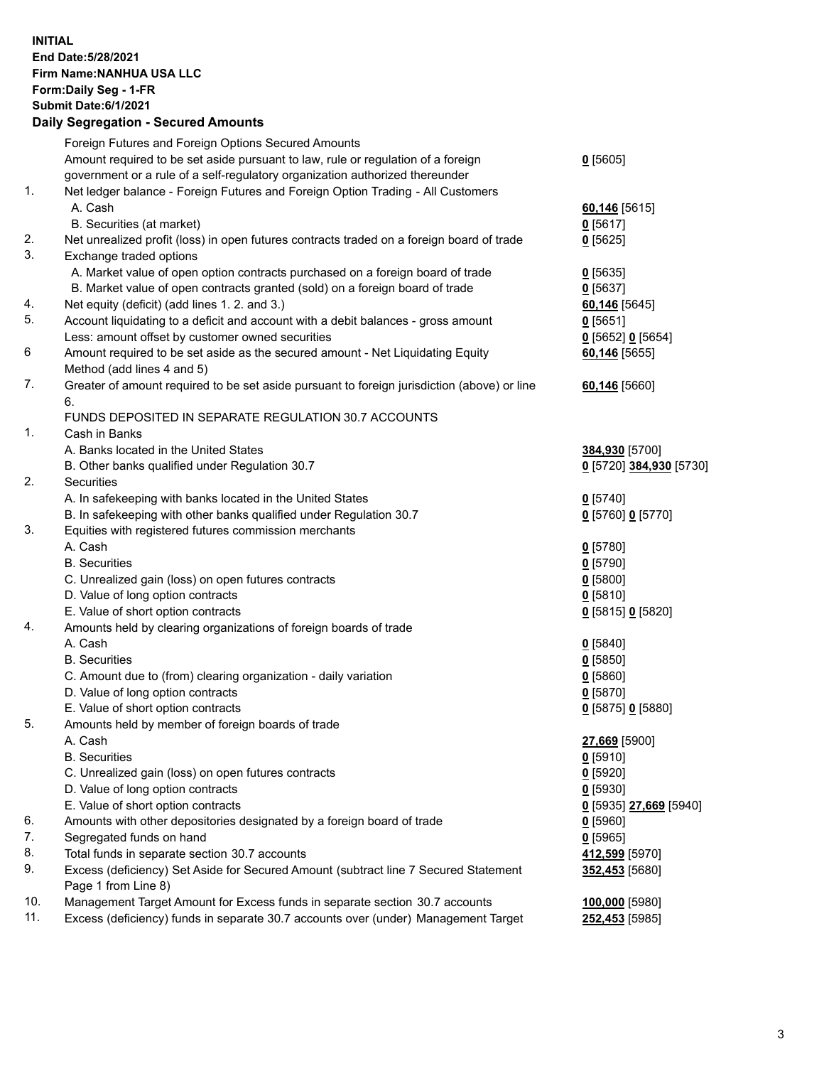**INITIAL**
**End Date:5/28/2021**
**Firm Name:NANHUA USA LLC**
**Form:Daily Seg - 1-FR**
**Submit Date:6/1/2021**

## Daily Segregation - Secured Amounts

| | | |
|---|---|---|
| | Foreign Futures and Foreign Options Secured Amounts | |
| | Amount required to be set aside pursuant to law, rule or regulation of a foreign government or a rule of a self-regulatory organization authorized thereunder | **0** [5605] |
| 1. | Net ledger balance - Foreign Futures and Foreign Option Trading - All Customers | |
| | A. Cash | **60,146** [5615] |
| | B. Securities (at market) | **0** [5617] |
| 2. | Net unrealized profit (loss) in open futures contracts traded on a foreign board of trade | **0** [5625] |
| 3. | Exchange traded options | |
| | A. Market value of open option contracts purchased on a foreign board of trade | **0** [5635] |
| | B. Market value of open contracts granted (sold) on a foreign board of trade | **0** [5637] |
| 4. | Net equity (deficit) (add lines 1. 2. and 3.) | **60,146** [5645] |
| 5. | Account liquidating to a deficit and account with a debit balances - gross amount | **0** [5651] |
| | Less: amount offset by customer owned securities | **0** [5652] **0** [5654] |
| 6 | Amount required to be set aside as the secured amount - Net Liquidating Equity Method (add lines 4 and 5) | **60,146** [5655] |
| 7. | Greater of amount required to be set aside pursuant to foreign jurisdiction (above) or line 6. | **60,146** [5660] |
| | FUNDS DEPOSITED IN SEPARATE REGULATION 30.7 ACCOUNTS | |
| 1. | Cash in Banks | |
| | A. Banks located in the United States | **384,930** [5700] |
| | B. Other banks qualified under Regulation 30.7 | **0** [5720] **384,930** [5730] |
| 2. | Securities | |
| | A. In safekeeping with banks located in the United States | **0** [5740] |
| | B. In safekeeping with other banks qualified under Regulation 30.7 | **0** [5760] **0** [5770] |
| 3. | Equities with registered futures commission merchants | |
| | A. Cash | **0** [5780] |
| | B. Securities | **0** [5790] |
| | C. Unrealized gain (loss) on open futures contracts | **0** [5800] |
| | D. Value of long option contracts | **0** [5810] |
| | E. Value of short option contracts | **0** [5815] **0** [5820] |
| 4. | Amounts held by clearing organizations of foreign boards of trade | |
| | A. Cash | **0** [5840] |
| | B. Securities | **0** [5850] |
| | C. Amount due to (from) clearing organization - daily variation | **0** [5860] |
| | D. Value of long option contracts | **0** [5870] |
| | E. Value of short option contracts | **0** [5875] **0** [5880] |
| 5. | Amounts held by member of foreign boards of trade | |
| | A. Cash | **27,669** [5900] |
| | B. Securities | **0** [5910] |
| | C. Unrealized gain (loss) on open futures contracts | **0** [5920] |
| | D. Value of long option contracts | **0** [5930] |
| | E. Value of short option contracts | **0** [5935] **27,669** [5940] |
| 6. | Amounts with other depositories designated by a foreign board of trade | **0** [5960] |
| 7. | Segregated funds on hand | **0** [5965] |
| 8. | Total funds in separate section 30.7 accounts | **412,599** [5970] |
| 9. | Excess (deficiency) Set Aside for Secured Amount (subtract line 7 Secured Statement Page 1 from Line 8) | **352,453** [5680] |
| 10. | Management Target Amount for Excess funds in separate section 30.7 accounts | **100,000** [5980] |
| 11. | Excess (deficiency) funds in separate 30.7 accounts over (under) Management Target | **252,453** [5985] |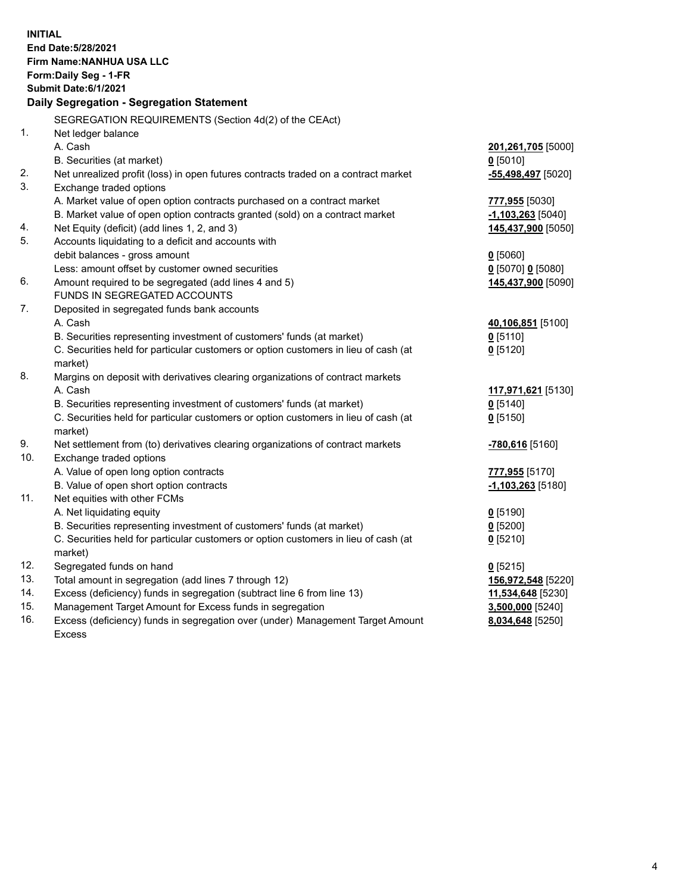**INITIAL**
**End Date:5/28/2021**
**Firm Name:NANHUA USA LLC**
**Form:Daily Seg - 1-FR**
**Submit Date:6/1/2021**

## Daily Segregation - Segregation Statement

| | | |
|---|---|---|
| | SEGREGATION REQUIREMENTS (Section 4d(2) of the CEAct) | |
| 1. | Net ledger balance | |
| | A. Cash | **201,261,705** [5000] |
| | B. Securities (at market) | **0** [5010] |
| 2. | Net unrealized profit (loss) in open futures contracts traded on a contract market | **-55,498,497** [5020] |
| 3. | Exchange traded options | |
| | A. Market value of open option contracts purchased on a contract market | **777,955** [5030] |
| | B. Market value of open option contracts granted (sold) on a contract market | **-1,103,263** [5040] |
| 4. | Net Equity (deficit) (add lines 1, 2, and 3) | **145,437,900** [5050] |
| 5. | Accounts liquidating to a deficit and accounts with debit balances - gross amount | **0** [5060] |
| | Less: amount offset by customer owned securities | **0** [5070] **0** [5080] |
| 6. | Amount required to be segregated (add lines 4 and 5) | **145,437,900** [5090] |
| | FUNDS IN SEGREGATED ACCOUNTS | |
| 7. | Deposited in segregated funds bank accounts | |
| | A. Cash | **40,106,851** [5100] |
| | B. Securities representing investment of customers' funds (at market) | **0** [5110] |
| | C. Securities held for particular customers or option customers in lieu of cash (at market) | **0** [5120] |
| 8. | Margins on deposit with derivatives clearing organizations of contract markets | |
| | A. Cash | **117,971,621** [5130] |
| | B. Securities representing investment of customers' funds (at market) | **0** [5140] |
| | C. Securities held for particular customers or option customers in lieu of cash (at market) | **0** [5150] |
| 9. | Net settlement from (to) derivatives clearing organizations of contract markets | **-780,616** [5160] |
| 10. | Exchange traded options | |
| | A. Value of open long option contracts | **777,955** [5170] |
| | B. Value of open short option contracts | **-1,103,263** [5180] |
| 11. | Net equities with other FCMs | |
| | A. Net liquidating equity | **0** [5190] |
| | B. Securities representing investment of customers' funds (at market) | **0** [5200] |
| | C. Securities held for particular customers or option customers in lieu of cash (at market) | **0** [5210] |
| 12. | Segregated funds on hand | **0** [5215] |
| 13. | Total amount in segregation (add lines 7 through 12) | **156,972,548** [5220] |
| 14. | Excess (deficiency) funds in segregation (subtract line 6 from line 13) | **11,534,648** [5230] |
| 15. | Management Target Amount for Excess funds in segregation | **3,500,000** [5240] |
| 16. | Excess (deficiency) funds in segregation over (under) Management Target Amount Excess | **8,034,648** [5250] |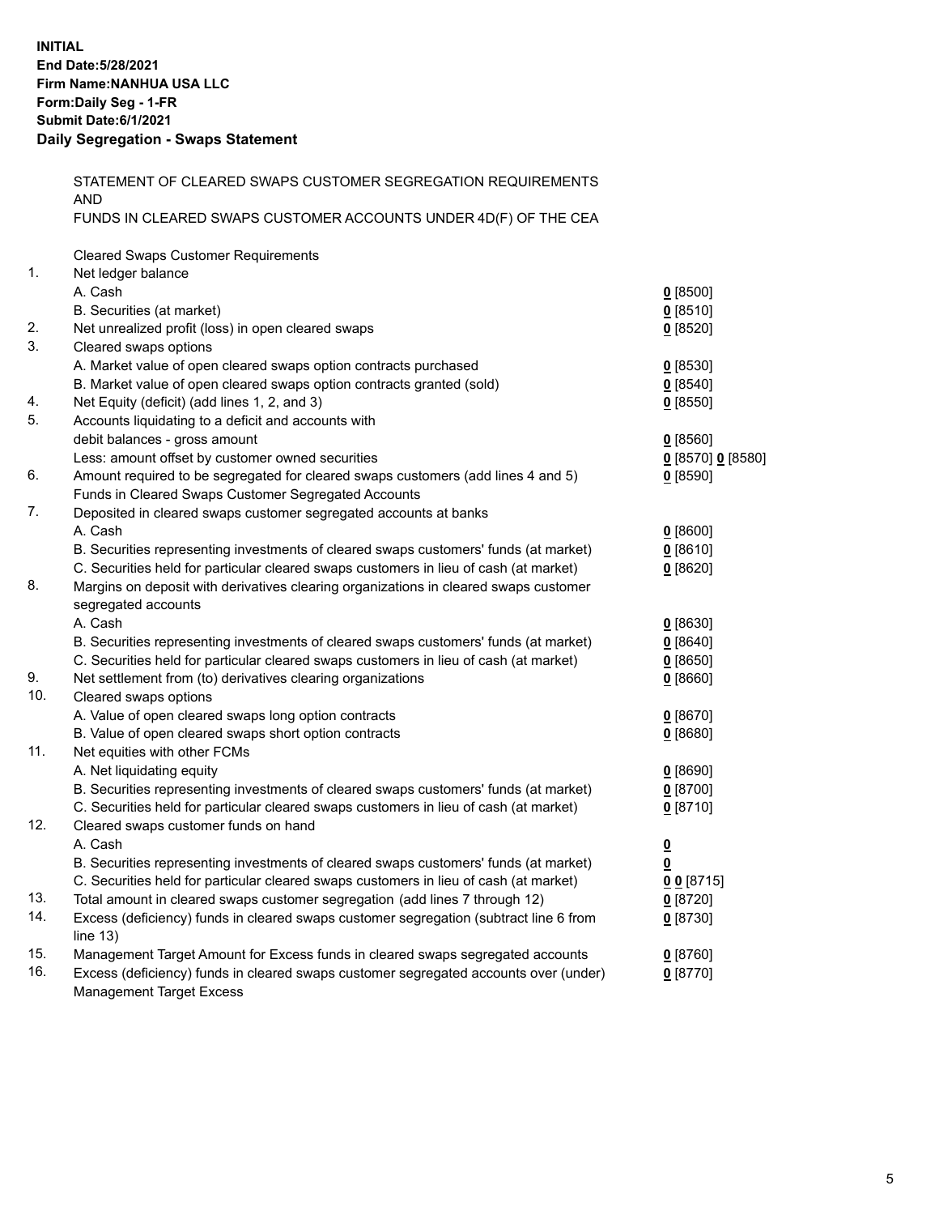**INITIAL**
**End Date:5/28/2021**
**Firm Name:NANHUA USA LLC**
**Form:Daily Seg - 1-FR**
**Submit Date:6/1/2021**
**Daily Segregation - Swaps Statement**

STATEMENT OF CLEARED SWAPS CUSTOMER SEGREGATION REQUIREMENTS AND
FUNDS IN CLEARED SWAPS CUSTOMER ACCOUNTS UNDER 4D(F) OF THE CEA

| | | |
|---|---|---|
| | Cleared Swaps Customer Requirements | |
| 1. | Net ledger balance | |
| | A. Cash | 0 [8500] |
| | B. Securities (at market) | 0 [8510] |
| 2. | Net unrealized profit (loss) in open cleared swaps | 0 [8520] |
| 3. | Cleared swaps options | |
| | A. Market value of open cleared swaps option contracts purchased | 0 [8530] |
| | B. Market value of open cleared swaps option contracts granted (sold) | 0 [8540] |
| 4. | Net Equity (deficit) (add lines 1, 2, and 3) | 0 [8550] |
| 5. | Accounts liquidating to a deficit and accounts with debit balances - gross amount | 0 [8560] |
| | Less: amount offset by customer owned securities | 0 [8570] 0 [8580] |
| 6. | Amount required to be segregated for cleared swaps customers (add lines 4 and 5) | 0 [8590] |
| | Funds in Cleared Swaps Customer Segregated Accounts | |
| 7. | Deposited in cleared swaps customer segregated accounts at banks | |
| | A. Cash | 0 [8600] |
| | B. Securities representing investments of cleared swaps customers' funds (at market) | 0 [8610] |
| | C. Securities held for particular cleared swaps customers in lieu of cash (at market) | 0 [8620] |
| 8. | Margins on deposit with derivatives clearing organizations in cleared swaps customer segregated accounts | |
| | A. Cash | 0 [8630] |
| | B. Securities representing investments of cleared swaps customers' funds (at market) | 0 [8640] |
| | C. Securities held for particular cleared swaps customers in lieu of cash (at market) | 0 [8650] |
| 9. | Net settlement from (to) derivatives clearing organizations | 0 [8660] |
| 10. | Cleared swaps options | |
| | A. Value of open cleared swaps long option contracts | 0 [8670] |
| | B. Value of open cleared swaps short option contracts | 0 [8680] |
| 11. | Net equities with other FCMs | |
| | A. Net liquidating equity | 0 [8690] |
| | B. Securities representing investments of cleared swaps customers' funds (at market) | 0 [8700] |
| | C. Securities held for particular cleared swaps customers in lieu of cash (at market) | 0 [8710] |
| 12. | Cleared swaps customer funds on hand | |
| | A. Cash | 0 |
| | B. Securities representing investments of cleared swaps customers' funds (at market) | 0 |
| | C. Securities held for particular cleared swaps customers in lieu of cash (at market) | 0 0 [8715] |
| 13. | Total amount in cleared swaps customer segregation (add lines 7 through 12) | 0 [8720] |
| 14. | Excess (deficiency) funds in cleared swaps customer segregation (subtract line 6 from line 13) | 0 [8730] |
| 15. | Management Target Amount for Excess funds in cleared swaps segregated accounts | 0 [8760] |
| 16. | Excess (deficiency) funds in cleared swaps customer segregated accounts over (under) Management Target Excess | 0 [8770] |